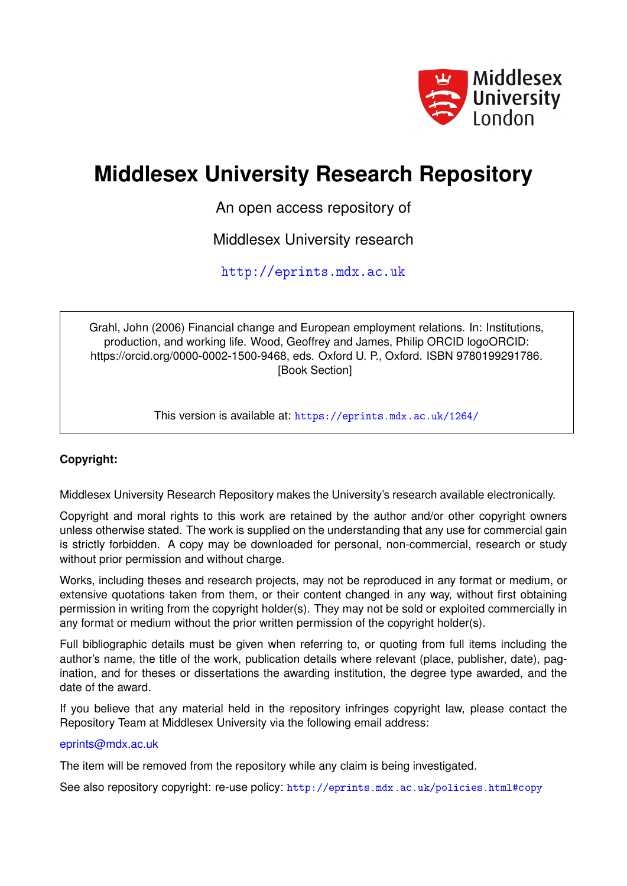Middlesex University London

# Middlesex University Research Repository

An open access repository of

Middlesex University research

http://eprints.mdx.ac.uk

Grahl, John (2006) Financial change and European employment relations. In: Institutions, production, and working life. Wood, Geoffrey and James, Philip ORCID logoORCID: https://orcid.org/0000-0002-1500-9468, eds. Oxford U. P., Oxford. ISBN 9780199291786. [Book Section]

This version is available at: https://eprints.mdx.ac.uk/1264/

**Copyright:**

Middlesex University Research Repository makes the University's research available electronically.

Copyright and moral rights to this work are retained by the author and/or other copyright owners unless otherwise stated. The work is supplied on the understanding that any use for commercial gain is strictly forbidden. A copy may be downloaded for personal, non-commercial, research or study without prior permission and without charge.

Works, including theses and research projects, may not be reproduced in any format or medium, or extensive quotations taken from them, or their content changed in any way, without first obtaining permission in writing from the copyright holder(s). They may not be sold or exploited commercially in any format or medium without the prior written permission of the copyright holder(s).

Full bibliographic details must be given when referring to, or quoting from full items including the author's name, the title of the work, publication details where relevant (place, publisher, date), pagination, and for theses or dissertations the awarding institution, the degree type awarded, and the date of the award.

If you believe that any material held in the repository infringes copyright law, please contact the Repository Team at Middlesex University via the following email address:

eprints@mdx.ac.uk

The item will be removed from the repository while any claim is being investigated.

See also repository copyright: re-use policy: http://eprints.mdx.ac.uk/policies.html#copy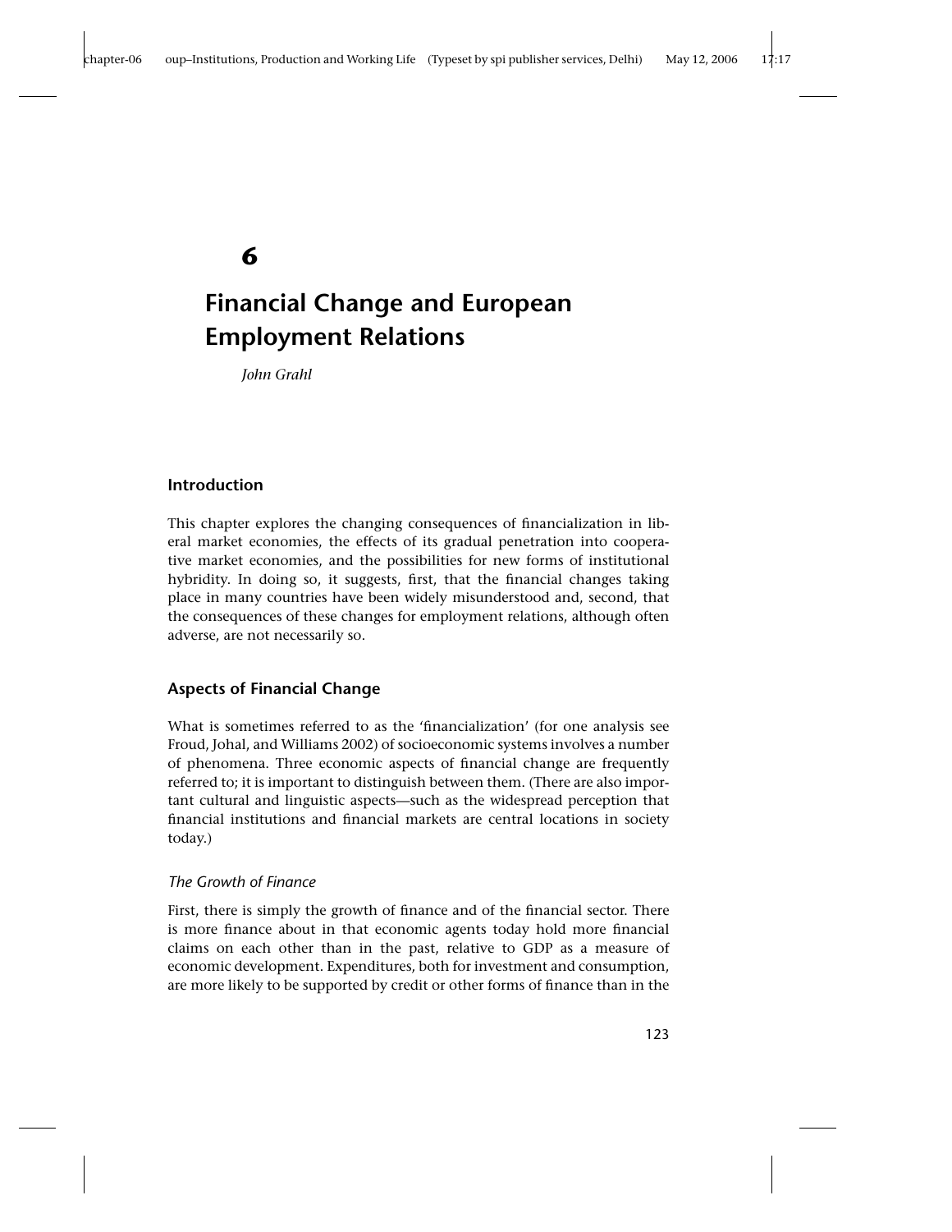# 6

# Financial Change and European Employment Relations

*John Grahl*

## Introduction

This chapter explores the changing consequences of financialization in liberal market economies, the effects of its gradual penetration into cooperative market economies, and the possibilities for new forms of institutional hybridity. In doing so, it suggests, first, that the financial changes taking place in many countries have been widely misunderstood and, second, that the consequences of these changes for employment relations, although often adverse, are not necessarily so.

## Aspects of Financial Change

What is sometimes referred to as the 'financialization' (for one analysis see Froud, Johal, and Williams 2002) of socioeconomic systems involves a number of phenomena. Three economic aspects of financial change are frequently referred to; it is important to distinguish between them. (There are also important cultural and linguistic aspects—such as the widespread perception that financial institutions and financial markets are central locations in society today.)

### *The Growth of Finance*

First, there is simply the growth of finance and of the financial sector. There is more finance about in that economic agents today hold more financial claims on each other than in the past, relative to GDP as a measure of economic development. Expenditures, both for investment and consumption, are more likely to be supported by credit or other forms of finance than in the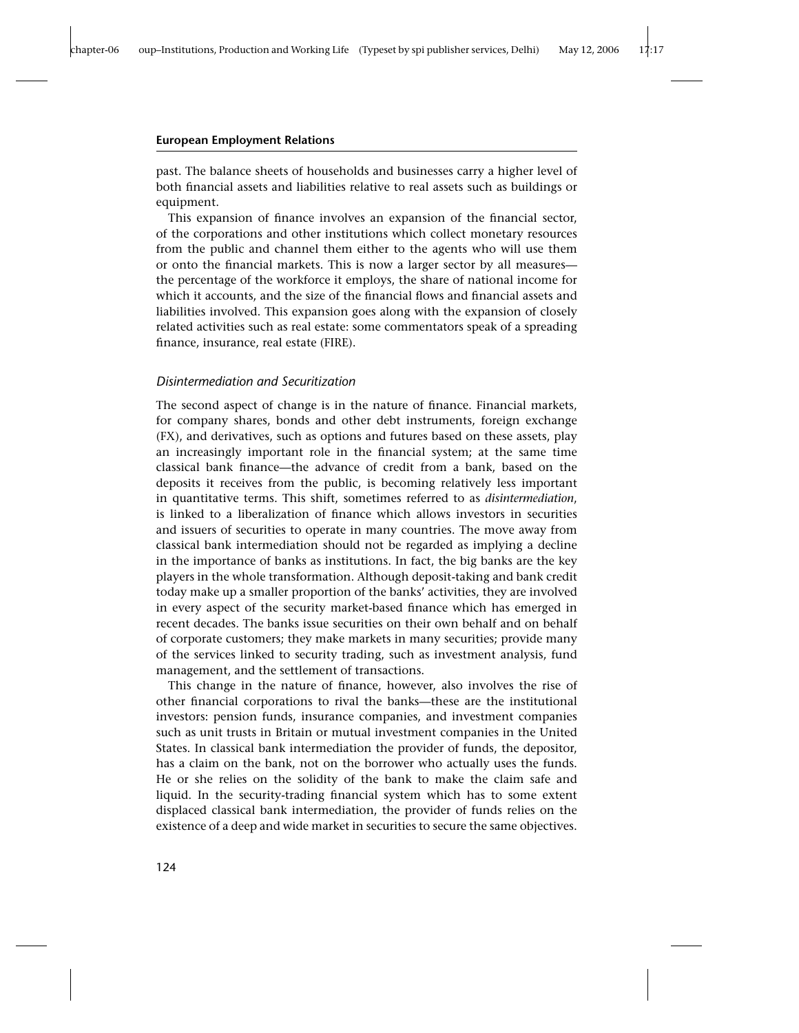past. The balance sheets of households and businesses carry a higher level of both financial assets and liabilities relative to real assets such as buildings or equipment.

This expansion of finance involves an expansion of the financial sector, of the corporations and other institutions which collect monetary resources from the public and channel them either to the agents who will use them or onto the financial markets. This is now a larger sector by all measures—the percentage of the workforce it employs, the share of national income for which it accounts, and the size of the financial flows and financial assets and liabilities involved. This expansion goes along with the expansion of closely related activities such as real estate: some commentators speak of a spreading finance, insurance, real estate (FIRE).

### *Disintermediation and Securitization*

The second aspect of change is in the nature of finance. Financial markets, for company shares, bonds and other debt instruments, foreign exchange (FX), and derivatives, such as options and futures based on these assets, play an increasingly important role in the financial system; at the same time classical bank finance—the advance of credit from a bank, based on the deposits it receives from the public, is becoming relatively less important in quantitative terms. This shift, sometimes referred to as *disintermediation*, is linked to a liberalization of finance which allows investors in securities and issuers of securities to operate in many countries. The move away from classical bank intermediation should not be regarded as implying a decline in the importance of banks as institutions. In fact, the big banks are the key players in the whole transformation. Although deposit-taking and bank credit today make up a smaller proportion of the banks' activities, they are involved in every aspect of the security market-based finance which has emerged in recent decades. The banks issue securities on their own behalf and on behalf of corporate customers; they make markets in many securities; provide many of the services linked to security trading, such as investment analysis, fund management, and the settlement of transactions.

This change in the nature of finance, however, also involves the rise of other financial corporations to rival the banks—these are the institutional investors: pension funds, insurance companies, and investment companies such as unit trusts in Britain or mutual investment companies in the United States. In classical bank intermediation the provider of funds, the depositor, has a claim on the bank, not on the borrower who actually uses the funds. He or she relies on the solidity of the bank to make the claim safe and liquid. In the security-trading financial system which has to some extent displaced classical bank intermediation, the provider of funds relies on the existence of a deep and wide market in securities to secure the same objectives.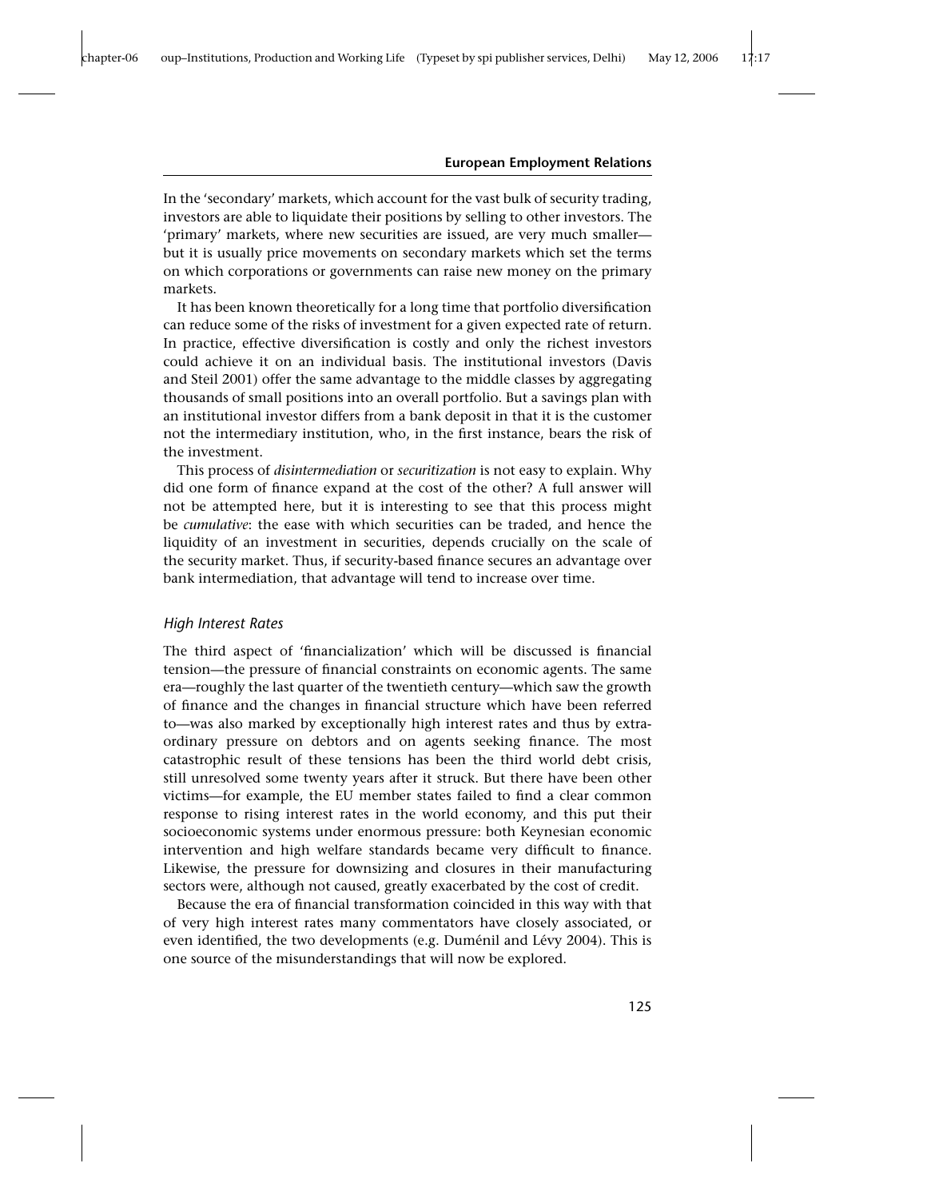In the 'secondary' markets, which account for the vast bulk of security trading, investors are able to liquidate their positions by selling to other investors. The 'primary' markets, where new securities are issued, are very much smaller—but it is usually price movements on secondary markets which set the terms on which corporations or governments can raise new money on the primary markets.

It has been known theoretically for a long time that portfolio diversification can reduce some of the risks of investment for a given expected rate of return. In practice, effective diversification is costly and only the richest investors could achieve it on an individual basis. The institutional investors (Davis and Steil 2001) offer the same advantage to the middle classes by aggregating thousands of small positions into an overall portfolio. But a savings plan with an institutional investor differs from a bank deposit in that it is the customer not the intermediary institution, who, in the first instance, bears the risk of the investment.

This process of *disintermediation* or *securitization* is not easy to explain. Why did one form of finance expand at the cost of the other? A full answer will not be attempted here, but it is interesting to see that this process might be *cumulative*: the ease with which securities can be traded, and hence the liquidity of an investment in securities, depends crucially on the scale of the security market. Thus, if security-based finance secures an advantage over bank intermediation, that advantage will tend to increase over time.

### *High Interest Rates*

The third aspect of 'financialization' which will be discussed is financial tension—the pressure of financial constraints on economic agents. The same era—roughly the last quarter of the twentieth century—which saw the growth of finance and the changes in financial structure which have been referred to—was also marked by exceptionally high interest rates and thus by extraordinary pressure on debtors and on agents seeking finance. The most catastrophic result of these tensions has been the third world debt crisis, still unresolved some twenty years after it struck. But there have been other victims—for example, the EU member states failed to find a clear common response to rising interest rates in the world economy, and this put their socioeconomic systems under enormous pressure: both Keynesian economic intervention and high welfare standards became very difficult to finance. Likewise, the pressure for downsizing and closures in their manufacturing sectors were, although not caused, greatly exacerbated by the cost of credit.

Because the era of financial transformation coincided in this way with that of very high interest rates many commentators have closely associated, or even identified, the two developments (e.g. Duménil and Lévy 2004). This is one source of the misunderstandings that will now be explored.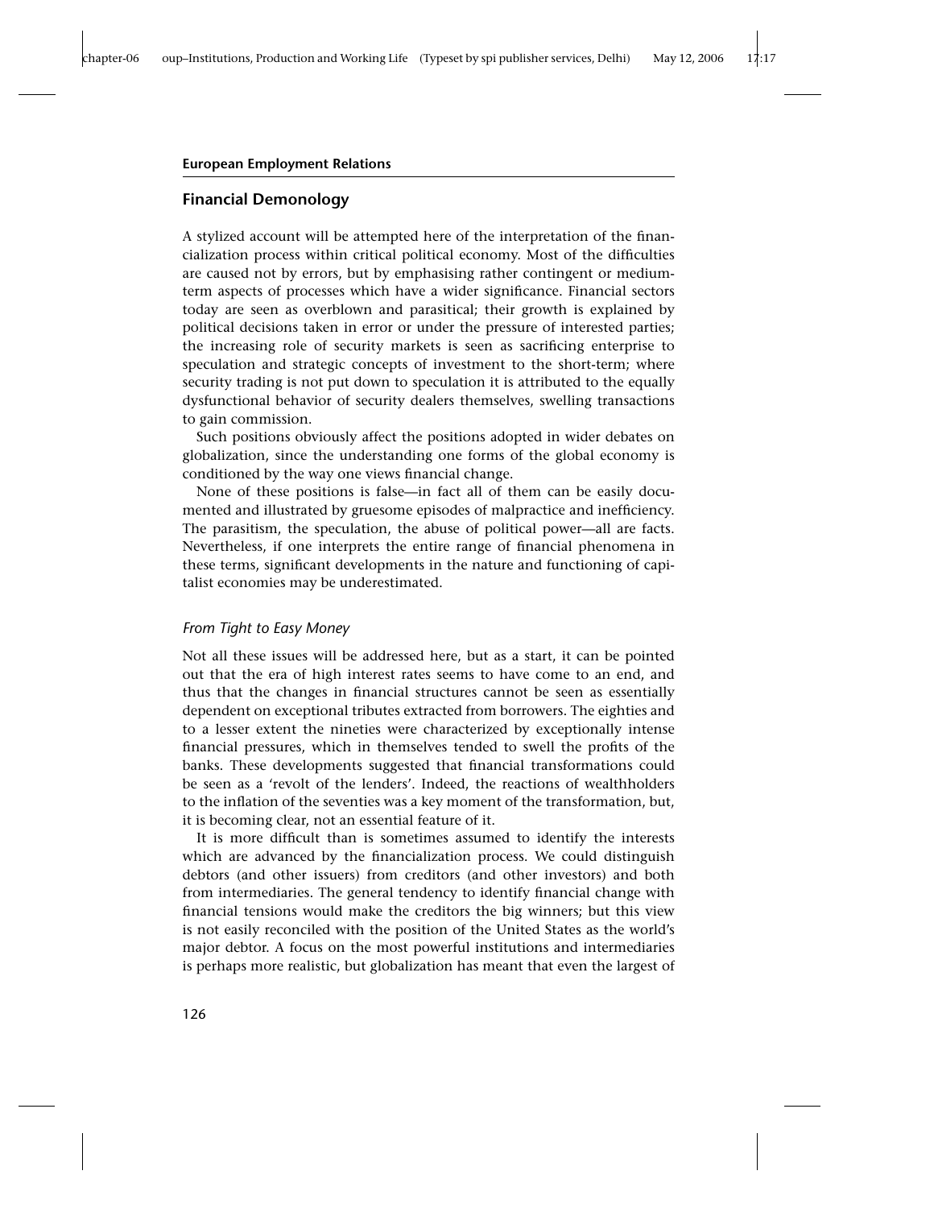## Financial Demonology

A stylized account will be attempted here of the interpretation of the financialization process within critical political economy. Most of the difficulties are caused not by errors, but by emphasising rather contingent or medium-term aspects of processes which have a wider significance. Financial sectors today are seen as overblown and parasitical; their growth is explained by political decisions taken in error or under the pressure of interested parties; the increasing role of security markets is seen as sacrificing enterprise to speculation and strategic concepts of investment to the short-term; where security trading is not put down to speculation it is attributed to the equally dysfunctional behavior of security dealers themselves, swelling transactions to gain commission.

Such positions obviously affect the positions adopted in wider debates on globalization, since the understanding one forms of the global economy is conditioned by the way one views financial change.

None of these positions is false—in fact all of them can be easily documented and illustrated by gruesome episodes of malpractice and inefficiency. The parasitism, the speculation, the abuse of political power—all are facts. Nevertheless, if one interprets the entire range of financial phenomena in these terms, significant developments in the nature and functioning of capitalist economies may be underestimated.

### *From Tight to Easy Money*

Not all these issues will be addressed here, but as a start, it can be pointed out that the era of high interest rates seems to have come to an end, and thus that the changes in financial structures cannot be seen as essentially dependent on exceptional tributes extracted from borrowers. The eighties and to a lesser extent the nineties were characterized by exceptionally intense financial pressures, which in themselves tended to swell the profits of the banks. These developments suggested that financial transformations could be seen as a 'revolt of the lenders'. Indeed, the reactions of wealthholders to the inflation of the seventies was a key moment of the transformation, but, it is becoming clear, not an essential feature of it.

It is more difficult than is sometimes assumed to identify the interests which are advanced by the financialization process. We could distinguish debtors (and other issuers) from creditors (and other investors) and both from intermediaries. The general tendency to identify financial change with financial tensions would make the creditors the big winners; but this view is not easily reconciled with the position of the United States as the world's major debtor. A focus on the most powerful institutions and intermediaries is perhaps more realistic, but globalization has meant that even the largest of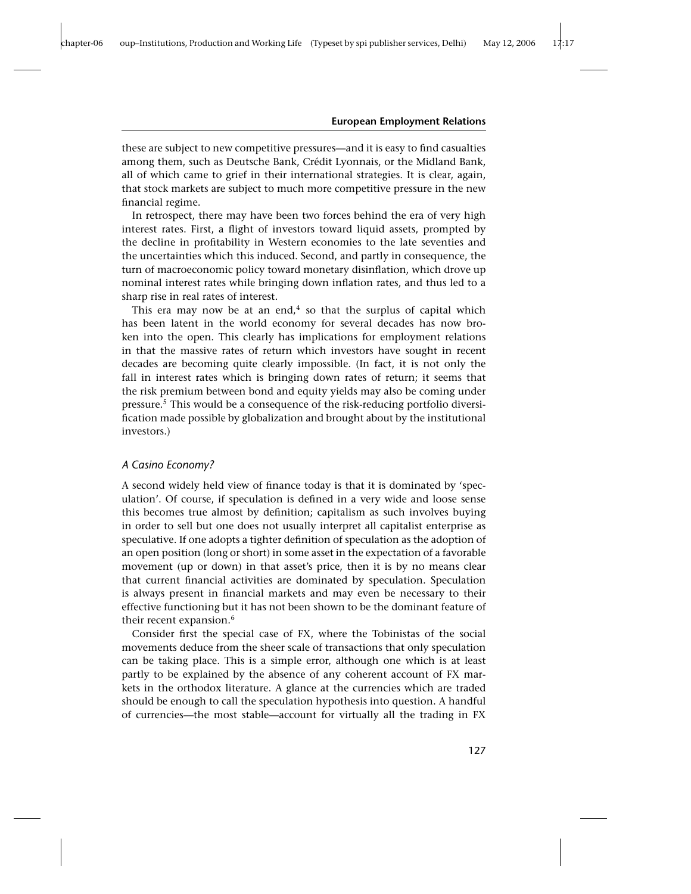these are subject to new competitive pressures—and it is easy to find casualties among them, such as Deutsche Bank, Crédit Lyonnais, or the Midland Bank, all of which came to grief in their international strategies. It is clear, again, that stock markets are subject to much more competitive pressure in the new financial regime.

In retrospect, there may have been two forces behind the era of very high interest rates. First, a flight of investors toward liquid assets, prompted by the decline in profitability in Western economies to the late seventies and the uncertainties which this induced. Second, and partly in consequence, the turn of macroeconomic policy toward monetary disinflation, which drove up nominal interest rates while bringing down inflation rates, and thus led to a sharp rise in real rates of interest.

This era may now be at an end,[4] so that the surplus of capital which has been latent in the world economy for several decades has now broken into the open. This clearly has implications for employment relations in that the massive rates of return which investors have sought in recent decades are becoming quite clearly impossible. (In fact, it is not only the fall in interest rates which is bringing down rates of return; it seems that the risk premium between bond and equity yields may also be coming under pressure.[5] This would be a consequence of the risk-reducing portfolio diversification made possible by globalization and brought about by the institutional investors.)

### *A Casino Economy?*

A second widely held view of finance today is that it is dominated by 'speculation'. Of course, if speculation is defined in a very wide and loose sense this becomes true almost by definition; capitalism as such involves buying in order to sell but one does not usually interpret all capitalist enterprise as speculative. If one adopts a tighter definition of speculation as the adoption of an open position (long or short) in some asset in the expectation of a favorable movement (up or down) in that asset's price, then it is by no means clear that current financial activities are dominated by speculation. Speculation is always present in financial markets and may even be necessary to their effective functioning but it has not been shown to be the dominant feature of their recent expansion.[6]

Consider first the special case of FX, where the Tobinistas of the social movements deduce from the sheer scale of transactions that only speculation can be taking place. This is a simple error, although one which is at least partly to be explained by the absence of any coherent account of FX markets in the orthodox literature. A glance at the currencies which are traded should be enough to call the speculation hypothesis into question. A handful of currencies—the most stable—account for virtually all the trading in FX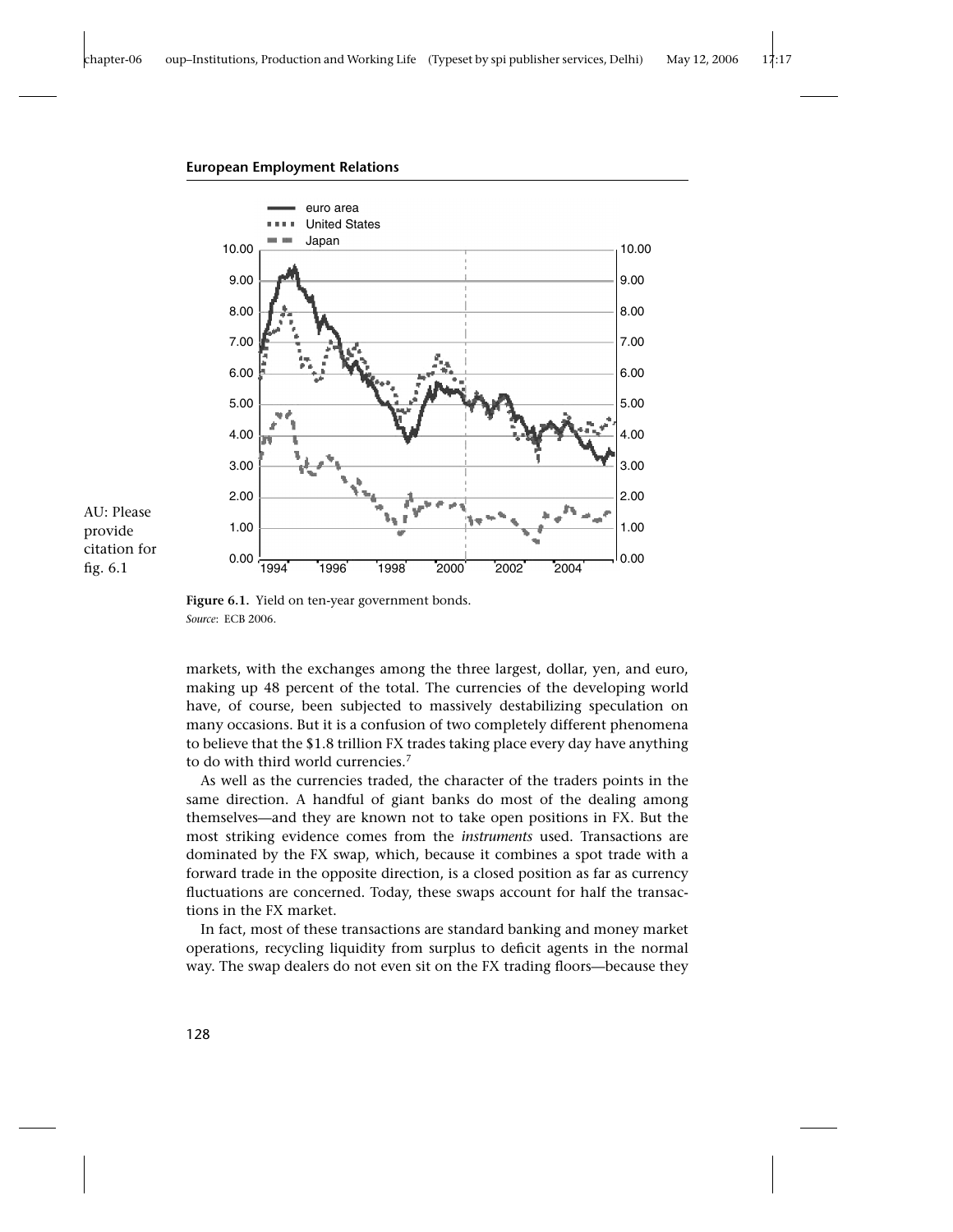Figure 6.1. Yield on ten-year government bonds.
*Source*: ECB 2006.

markets, with the exchanges among the three largest, dollar, yen, and euro, making up 48 percent of the total. The currencies of the developing world have, of course, been subjected to massively destabilizing speculation on many occasions. But it is a confusion of two completely different phenomena to believe that the $1.8 trillion FX trades taking place every day have anything to do with third world currencies.[7]

As well as the currencies traded, the character of the traders points in the same direction. A handful of giant banks do most of the dealing among themselves—and they are known not to take open positions in FX. But the most striking evidence comes from the *instruments* used. Transactions are dominated by the FX swap, which, because it combines a spot trade with a forward trade in the opposite direction, is a closed position as far as currency fluctuations are concerned. Today, these swaps account for half the transactions in the FX market.

In fact, most of these transactions are standard banking and money market operations, recycling liquidity from surplus to deficit agents in the normal way. The swap dealers do not even sit on the FX trading floors—because they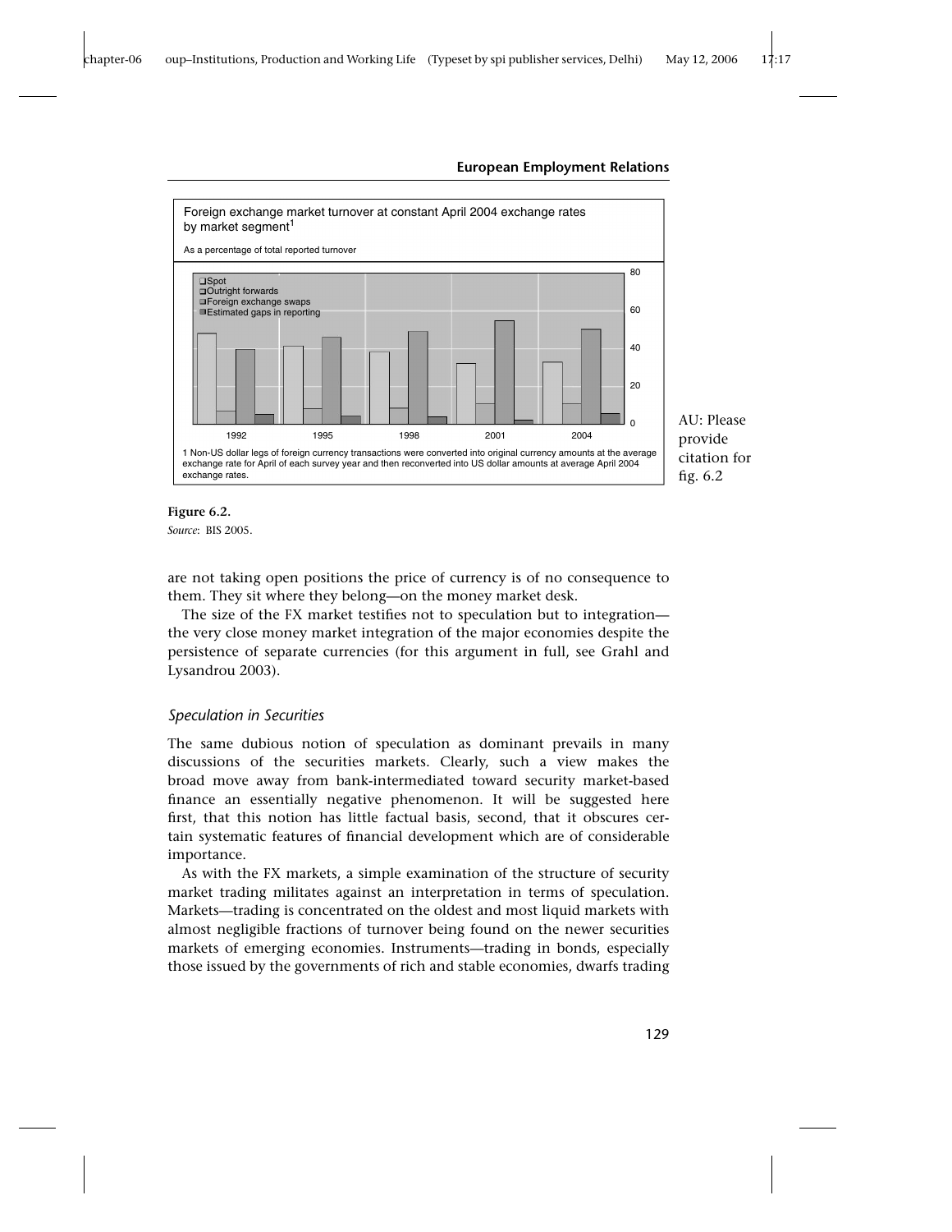Foreign exchange market turnover at constant April 2004 exchange rates by market segment[1]

As a percentage of total reported turnover

1 Non-US dollar legs of foreign currency transactions were converted into original currency amounts at the average exchange rate for April of each survey year and then reconverted into US dollar amounts at average April 2004 exchange rates.

**Figure 6.2.**
*Source*: BIS 2005.

are not taking open positions the price of currency is of no consequence to them. They sit where they belong—on the money market desk.

The size of the FX market testifies not to speculation but to integration—the very close money market integration of the major economies despite the persistence of separate currencies (for this argument in full, see Grahl and Lysandrou 2003).

### *Speculation in Securities*

The same dubious notion of speculation as dominant prevails in many discussions of the securities markets. Clearly, such a view makes the broad move away from bank-intermediated toward security market-based finance an essentially negative phenomenon. It will be suggested here first, that this notion has little factual basis, second, that it obscures certain systematic features of financial development which are of considerable importance.

As with the FX markets, a simple examination of the structure of security market trading militates against an interpretation in terms of speculation. Markets—trading is concentrated on the oldest and most liquid markets with almost negligible fractions of turnover being found on the newer securities markets of emerging economies. Instruments—trading in bonds, especially those issued by the governments of rich and stable economies, dwarfs trading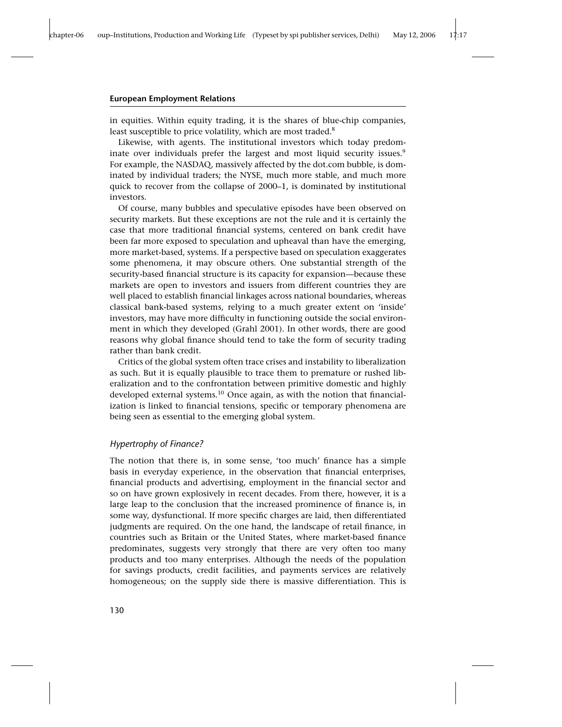in equities. Within equity trading, it is the shares of blue-chip companies, least susceptible to price volatility, which are most traded.[8]

Likewise, with agents. The institutional investors which today predominate over individuals prefer the largest and most liquid security issues.[9] For example, the NASDAQ, massively affected by the dot.com bubble, is dominated by individual traders; the NYSE, much more stable, and much more quick to recover from the collapse of 2000–1, is dominated by institutional investors.

Of course, many bubbles and speculative episodes have been observed on security markets. But these exceptions are not the rule and it is certainly the case that more traditional financial systems, centered on bank credit have been far more exposed to speculation and upheaval than have the emerging, more market-based, systems. If a perspective based on speculation exaggerates some phenomena, it may obscure others. One substantial strength of the security-based financial structure is its capacity for expansion—because these markets are open to investors and issuers from different countries they are well placed to establish financial linkages across national boundaries, whereas classical bank-based systems, relying to a much greater extent on 'inside' investors, may have more difficulty in functioning outside the social environment in which they developed (Grahl 2001). In other words, there are good reasons why global finance should tend to take the form of security trading rather than bank credit.

Critics of the global system often trace crises and instability to liberalization as such. But it is equally plausible to trace them to premature or rushed liberalization and to the confrontation between primitive domestic and highly developed external systems.[10] Once again, as with the notion that financialization is linked to financial tensions, specific or temporary phenomena are being seen as essential to the emerging global system.

### *Hypertrophy of Finance?*

The notion that there is, in some sense, 'too much' finance has a simple basis in everyday experience, in the observation that financial enterprises, financial products and advertising, employment in the financial sector and so on have grown explosively in recent decades. From there, however, it is a large leap to the conclusion that the increased prominence of finance is, in some way, dysfunctional. If more specific charges are laid, then differentiated judgments are required. On the one hand, the landscape of retail finance, in countries such as Britain or the United States, where market-based finance predominates, suggests very strongly that there are very often too many products and too many enterprises. Although the needs of the population for savings products, credit facilities, and payments services are relatively homogeneous; on the supply side there is massive differentiation. This is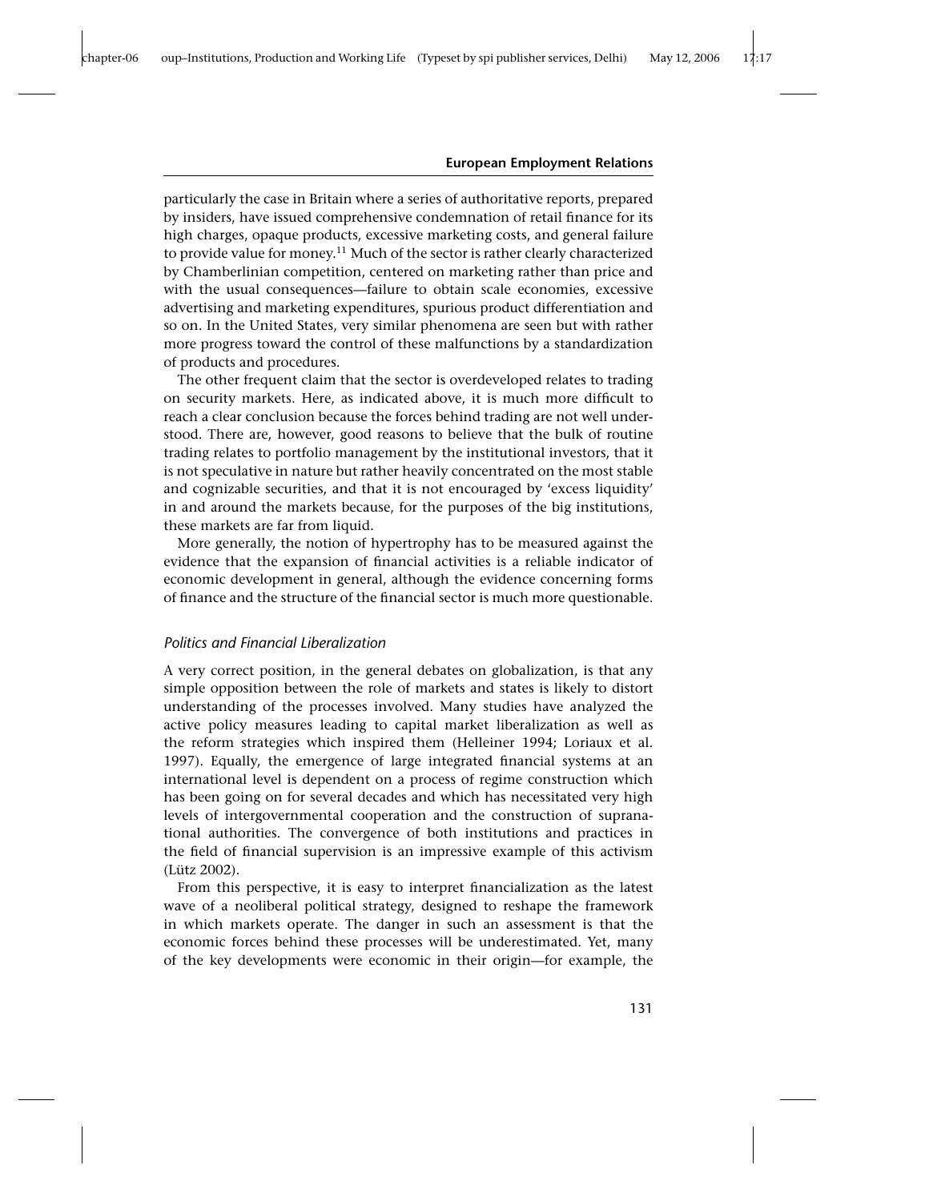particularly the case in Britain where a series of authoritative reports, prepared by insiders, have issued comprehensive condemnation of retail finance for its high charges, opaque products, excessive marketing costs, and general failure to provide value for money.[11] Much of the sector is rather clearly characterized by Chamberlinian competition, centered on marketing rather than price and with the usual consequences—failure to obtain scale economies, excessive advertising and marketing expenditures, spurious product differentiation and so on. In the United States, very similar phenomena are seen but with rather more progress toward the control of these malfunctions by a standardization of products and procedures.

The other frequent claim that the sector is overdeveloped relates to trading on security markets. Here, as indicated above, it is much more difficult to reach a clear conclusion because the forces behind trading are not well understood. There are, however, good reasons to believe that the bulk of routine trading relates to portfolio management by the institutional investors, that it is not speculative in nature but rather heavily concentrated on the most stable and cognizable securities, and that it is not encouraged by 'excess liquidity' in and around the markets because, for the purposes of the big institutions, these markets are far from liquid.

More generally, the notion of hypertrophy has to be measured against the evidence that the expansion of financial activities is a reliable indicator of economic development in general, although the evidence concerning forms of finance and the structure of the financial sector is much more questionable.

### *Politics and Financial Liberalization*

A very correct position, in the general debates on globalization, is that any simple opposition between the role of markets and states is likely to distort understanding of the processes involved. Many studies have analyzed the active policy measures leading to capital market liberalization as well as the reform strategies which inspired them (Helleiner 1994; Loriaux et al. 1997). Equally, the emergence of large integrated financial systems at an international level is dependent on a process of regime construction which has been going on for several decades and which has necessitated very high levels of intergovernmental cooperation and the construction of supranational authorities. The convergence of both institutions and practices in the field of financial supervision is an impressive example of this activism (Lütz 2002).

From this perspective, it is easy to interpret financialization as the latest wave of a neoliberal political strategy, designed to reshape the framework in which markets operate. The danger in such an assessment is that the economic forces behind these processes will be underestimated. Yet, many of the key developments were economic in their origin—for example, the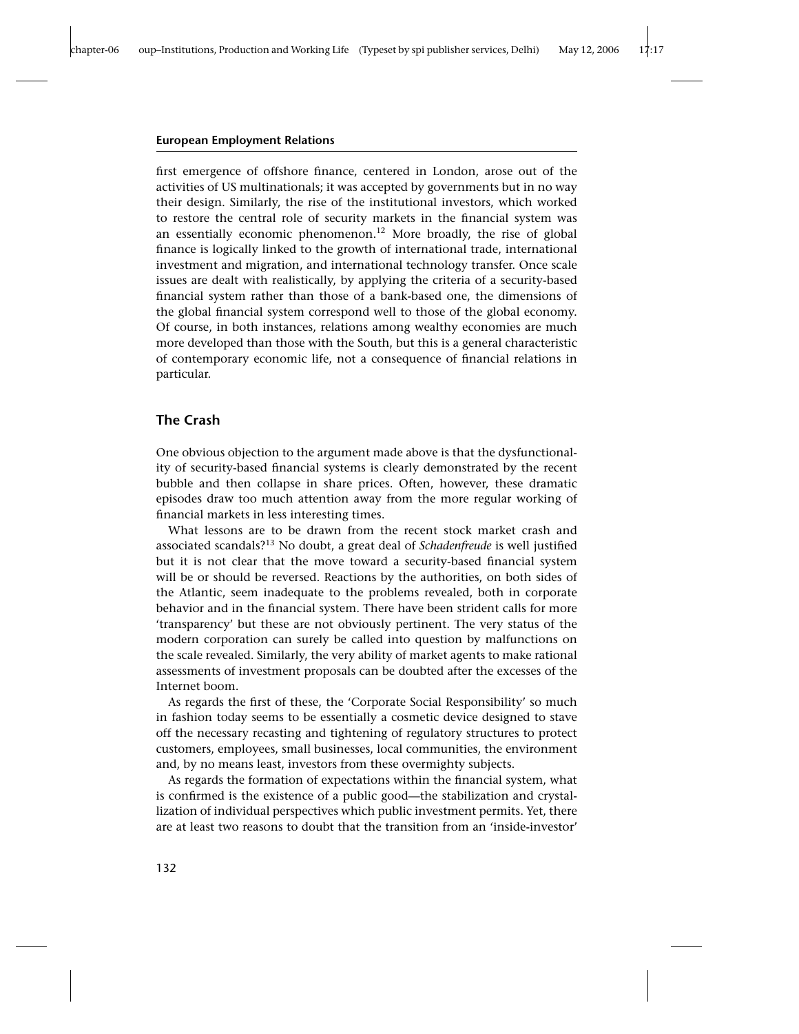first emergence of offshore finance, centered in London, arose out of the activities of US multinationals; it was accepted by governments but in no way their design. Similarly, the rise of the institutional investors, which worked to restore the central role of security markets in the financial system was an essentially economic phenomenon.[12] More broadly, the rise of global finance is logically linked to the growth of international trade, international investment and migration, and international technology transfer. Once scale issues are dealt with realistically, by applying the criteria of a security-based financial system rather than those of a bank-based one, the dimensions of the global financial system correspond well to those of the global economy. Of course, in both instances, relations among wealthy economies are much more developed than those with the South, but this is a general characteristic of contemporary economic life, not a consequence of financial relations in particular.

## The Crash

One obvious objection to the argument made above is that the dysfunctionality of security-based financial systems is clearly demonstrated by the recent bubble and then collapse in share prices. Often, however, these dramatic episodes draw too much attention away from the more regular working of financial markets in less interesting times.

What lessons are to be drawn from the recent stock market crash and associated scandals?[13] No doubt, a great deal of *Schadenfreude* is well justified but it is not clear that the move toward a security-based financial system will be or should be reversed. Reactions by the authorities, on both sides of the Atlantic, seem inadequate to the problems revealed, both in corporate behavior and in the financial system. There have been strident calls for more 'transparency' but these are not obviously pertinent. The very status of the modern corporation can surely be called into question by malfunctions on the scale revealed. Similarly, the very ability of market agents to make rational assessments of investment proposals can be doubted after the excesses of the Internet boom.

As regards the first of these, the 'Corporate Social Responsibility' so much in fashion today seems to be essentially a cosmetic device designed to stave off the necessary recasting and tightening of regulatory structures to protect customers, employees, small businesses, local communities, the environment and, by no means least, investors from these overmighty subjects.

As regards the formation of expectations within the financial system, what is confirmed is the existence of a public good—the stabilization and crystallization of individual perspectives which public investment permits. Yet, there are at least two reasons to doubt that the transition from an 'inside-investor'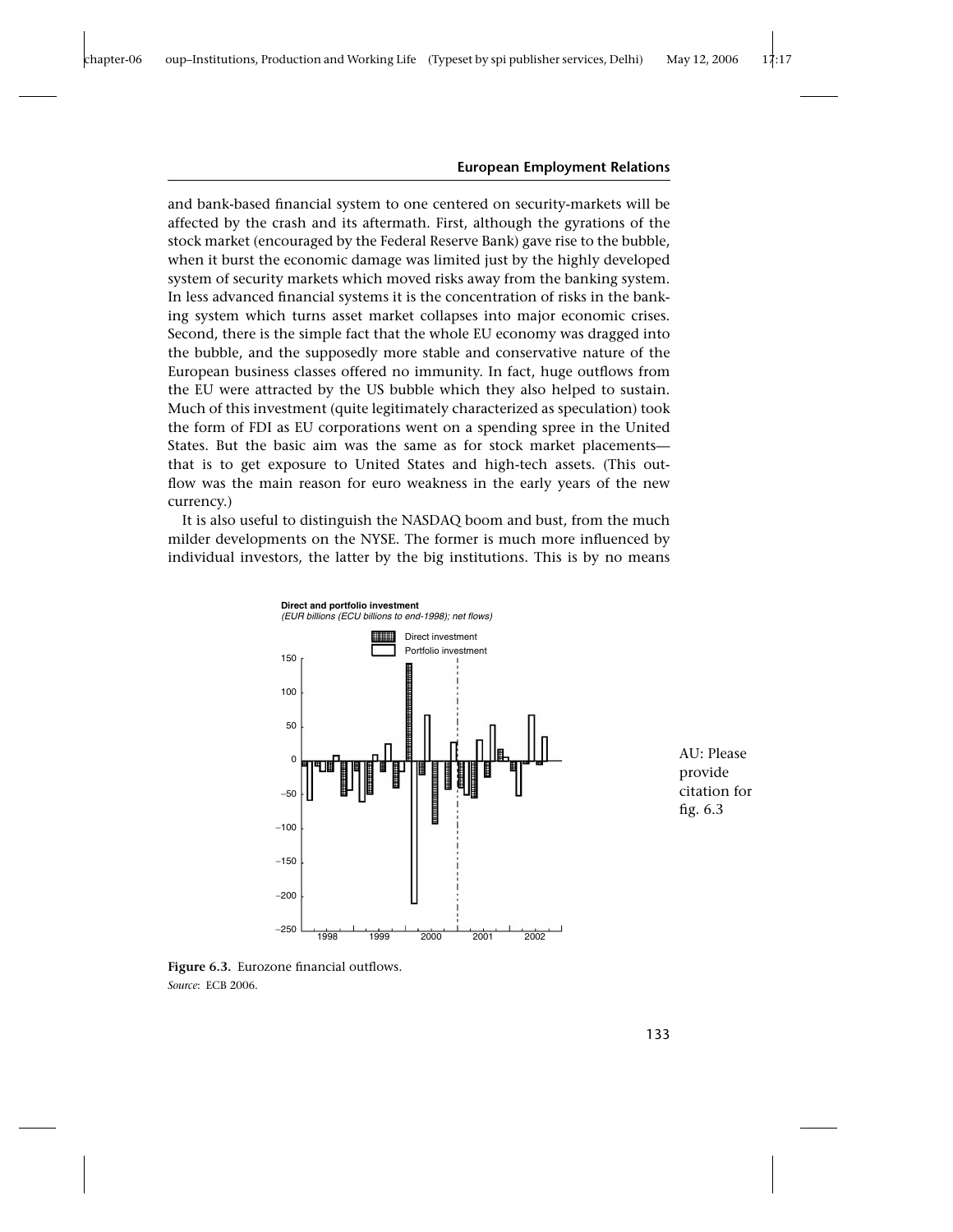and bank-based financial system to one centered on security-markets will be affected by the crash and its aftermath. First, although the gyrations of the stock market (encouraged by the Federal Reserve Bank) gave rise to the bubble, when it burst the economic damage was limited just by the highly developed system of security markets which moved risks away from the banking system. In less advanced financial systems it is the concentration of risks in the banking system which turns asset market collapses into major economic crises. Second, there is the simple fact that the whole EU economy was dragged into the bubble, and the supposedly more stable and conservative nature of the European business classes offered no immunity. In fact, huge outflows from the EU were attracted by the US bubble which they also helped to sustain. Much of this investment (quite legitimately characterized as speculation) took the form of FDI as EU corporations went on a spending spree in the United States. But the basic aim was the same as for stock market placements—that is to get exposure to United States and high-tech assets. (This outflow was the main reason for euro weakness in the early years of the new currency.)

It is also useful to distinguish the NASDAQ boom and bust, from the much milder developments on the NYSE. The former is much more influenced by individual investors, the latter by the big institutions. This is by no means

**Direct and portfolio investment**
*(EUR billions (ECU billions to end-1998); net flows)*

**Figure 6.3.** Eurozone financial outflows.
*Source*: ECB 2006.

AU: Please provide citation for fig. 6.3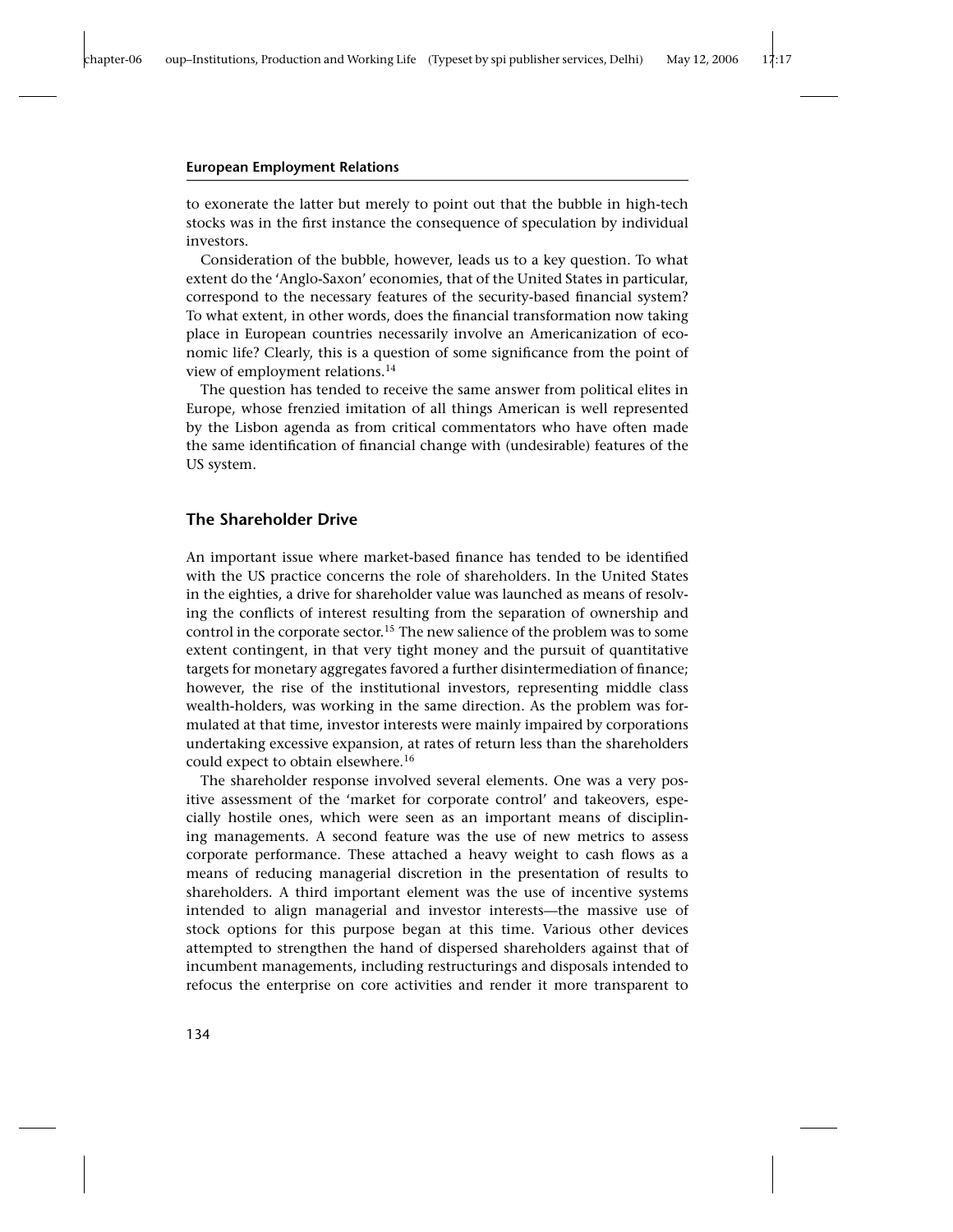to exonerate the latter but merely to point out that the bubble in high-tech stocks was in the first instance the consequence of speculation by individual investors.

Consideration of the bubble, however, leads us to a key question. To what extent do the 'Anglo-Saxon' economies, that of the United States in particular, correspond to the necessary features of the security-based financial system? To what extent, in other words, does the financial transformation now taking place in European countries necessarily involve an Americanization of economic life? Clearly, this is a question of some significance from the point of view of employment relations.[14]

The question has tended to receive the same answer from political elites in Europe, whose frenzied imitation of all things American is well represented by the Lisbon agenda as from critical commentators who have often made the same identification of financial change with (undesirable) features of the US system.

## The Shareholder Drive

An important issue where market-based finance has tended to be identified with the US practice concerns the role of shareholders. In the United States in the eighties, a drive for shareholder value was launched as means of resolving the conflicts of interest resulting from the separation of ownership and control in the corporate sector.[15] The new salience of the problem was to some extent contingent, in that very tight money and the pursuit of quantitative targets for monetary aggregates favored a further disintermediation of finance; however, the rise of the institutional investors, representing middle class wealth-holders, was working in the same direction. As the problem was formulated at that time, investor interests were mainly impaired by corporations undertaking excessive expansion, at rates of return less than the shareholders could expect to obtain elsewhere.[16]

The shareholder response involved several elements. One was a very positive assessment of the 'market for corporate control' and takeovers, especially hostile ones, which were seen as an important means of disciplining managements. A second feature was the use of new metrics to assess corporate performance. These attached a heavy weight to cash flows as a means of reducing managerial discretion in the presentation of results to shareholders. A third important element was the use of incentive systems intended to align managerial and investor interests—the massive use of stock options for this purpose began at this time. Various other devices attempted to strengthen the hand of dispersed shareholders against that of incumbent managements, including restructurings and disposals intended to refocus the enterprise on core activities and render it more transparent to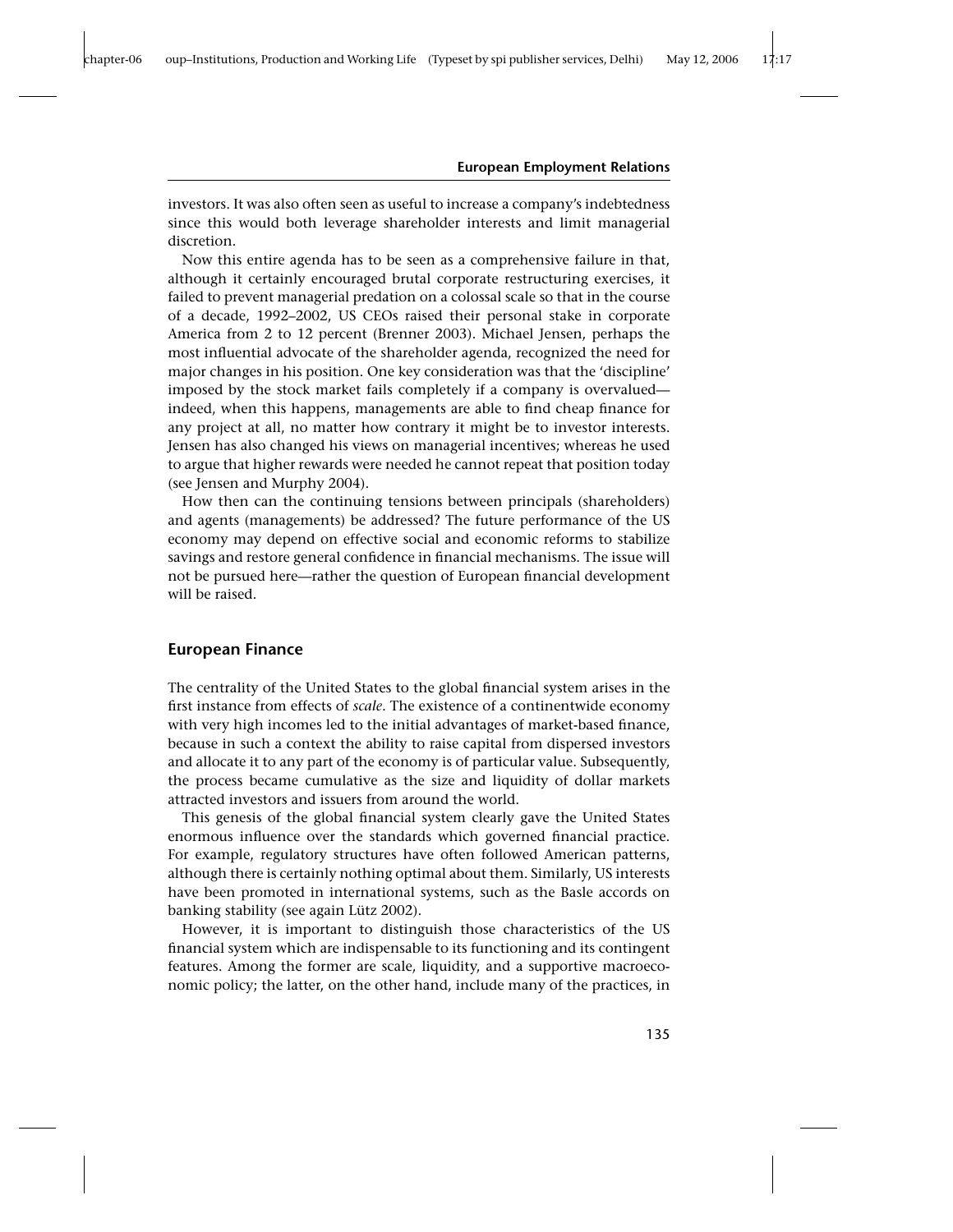investors. It was also often seen as useful to increase a company's indebtedness since this would both leverage shareholder interests and limit managerial discretion.

Now this entire agenda has to be seen as a comprehensive failure in that, although it certainly encouraged brutal corporate restructuring exercises, it failed to prevent managerial predation on a colossal scale so that in the course of a decade, 1992–2002, US CEOs raised their personal stake in corporate America from 2 to 12 percent (Brenner 2003). Michael Jensen, perhaps the most influential advocate of the shareholder agenda, recognized the need for major changes in his position. One key consideration was that the 'discipline' imposed by the stock market fails completely if a company is overvalued—indeed, when this happens, managements are able to find cheap finance for any project at all, no matter how contrary it might be to investor interests. Jensen has also changed his views on managerial incentives; whereas he used to argue that higher rewards were needed he cannot repeat that position today (see Jensen and Murphy 2004).

How then can the continuing tensions between principals (shareholders) and agents (managements) be addressed? The future performance of the US economy may depend on effective social and economic reforms to stabilize savings and restore general confidence in financial mechanisms. The issue will not be pursued here—rather the question of European financial development will be raised.

## European Finance

The centrality of the United States to the global financial system arises in the first instance from effects of *scale*. The existence of a continentwide economy with very high incomes led to the initial advantages of market-based finance, because in such a context the ability to raise capital from dispersed investors and allocate it to any part of the economy is of particular value. Subsequently, the process became cumulative as the size and liquidity of dollar markets attracted investors and issuers from around the world.

This genesis of the global financial system clearly gave the United States enormous influence over the standards which governed financial practice. For example, regulatory structures have often followed American patterns, although there is certainly nothing optimal about them. Similarly, US interests have been promoted in international systems, such as the Basle accords on banking stability (see again Lütz 2002).

However, it is important to distinguish those characteristics of the US financial system which are indispensable to its functioning and its contingent features. Among the former are scale, liquidity, and a supportive macroeconomic policy; the latter, on the other hand, include many of the practices, in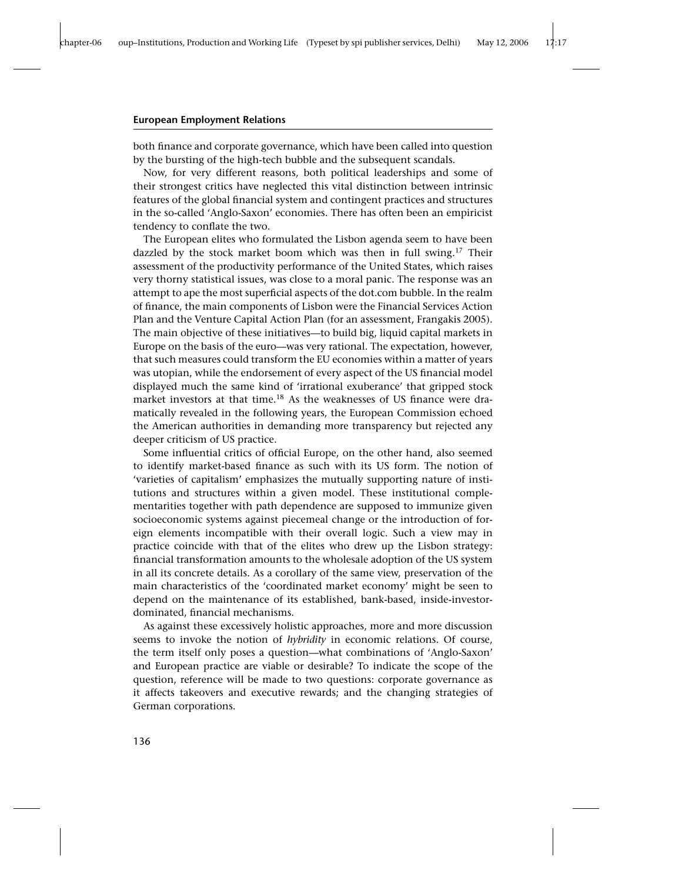both finance and corporate governance, which have been called into question by the bursting of the high-tech bubble and the subsequent scandals.

Now, for very different reasons, both political leaderships and some of their strongest critics have neglected this vital distinction between intrinsic features of the global financial system and contingent practices and structures in the so-called 'Anglo-Saxon' economies. There has often been an empiricist tendency to conflate the two.

The European elites who formulated the Lisbon agenda seem to have been dazzled by the stock market boom which was then in full swing.[17] Their assessment of the productivity performance of the United States, which raises very thorny statistical issues, was close to a moral panic. The response was an attempt to ape the most superficial aspects of the dot.com bubble. In the realm of finance, the main components of Lisbon were the Financial Services Action Plan and the Venture Capital Action Plan (for an assessment, Frangakis 2005). The main objective of these initiatives—to build big, liquid capital markets in Europe on the basis of the euro—was very rational. The expectation, however, that such measures could transform the EU economies within a matter of years was utopian, while the endorsement of every aspect of the US financial model displayed much the same kind of 'irrational exuberance' that gripped stock market investors at that time.[18] As the weaknesses of US finance were dramatically revealed in the following years, the European Commission echoed the American authorities in demanding more transparency but rejected any deeper criticism of US practice.

Some influential critics of official Europe, on the other hand, also seemed to identify market-based finance as such with its US form. The notion of 'varieties of capitalism' emphasizes the mutually supporting nature of institutions and structures within a given model. These institutional complementarities together with path dependence are supposed to immunize given socioeconomic systems against piecemeal change or the introduction of foreign elements incompatible with their overall logic. Such a view may in practice coincide with that of the elites who drew up the Lisbon strategy: financial transformation amounts to the wholesale adoption of the US system in all its concrete details. As a corollary of the same view, preservation of the main characteristics of the 'coordinated market economy' might be seen to depend on the maintenance of its established, bank-based, inside-investor-dominated, financial mechanisms.

As against these excessively holistic approaches, more and more discussion seems to invoke the notion of *hybridity* in economic relations. Of course, the term itself only poses a question—what combinations of 'Anglo-Saxon' and European practice are viable or desirable? To indicate the scope of the question, reference will be made to two questions: corporate governance as it affects takeovers and executive rewards; and the changing strategies of German corporations.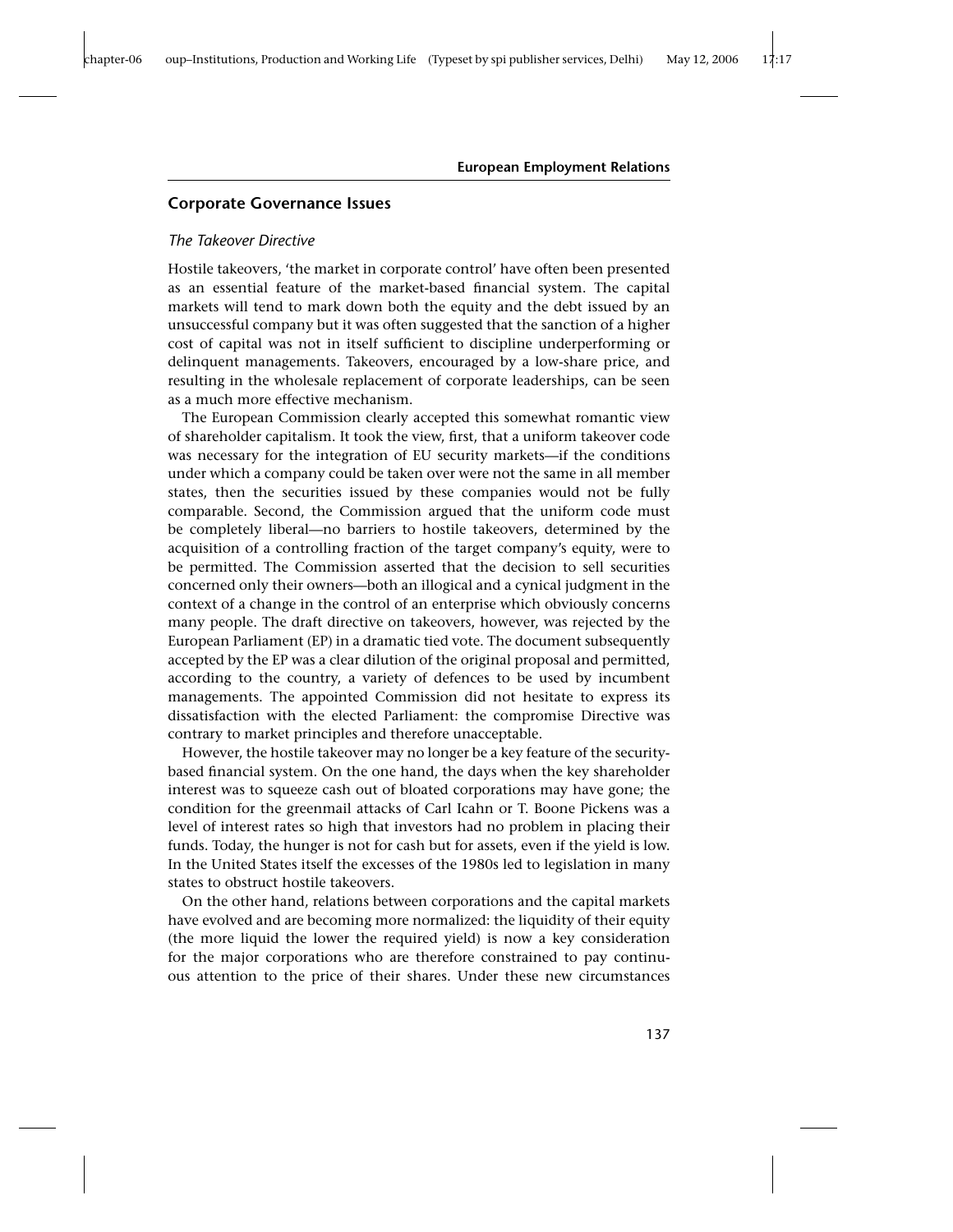## Corporate Governance Issues

### *The Takeover Directive*

Hostile takeovers, 'the market in corporate control' have often been presented as an essential feature of the market-based financial system. The capital markets will tend to mark down both the equity and the debt issued by an unsuccessful company but it was often suggested that the sanction of a higher cost of capital was not in itself sufficient to discipline underperforming or delinquent managements. Takeovers, encouraged by a low-share price, and resulting in the wholesale replacement of corporate leaderships, can be seen as a much more effective mechanism.

The European Commission clearly accepted this somewhat romantic view of shareholder capitalism. It took the view, first, that a uniform takeover code was necessary for the integration of EU security markets—if the conditions under which a company could be taken over were not the same in all member states, then the securities issued by these companies would not be fully comparable. Second, the Commission argued that the uniform code must be completely liberal—no barriers to hostile takeovers, determined by the acquisition of a controlling fraction of the target company's equity, were to be permitted. The Commission asserted that the decision to sell securities concerned only their owners—both an illogical and a cynical judgment in the context of a change in the control of an enterprise which obviously concerns many people. The draft directive on takeovers, however, was rejected by the European Parliament (EP) in a dramatic tied vote. The document subsequently accepted by the EP was a clear dilution of the original proposal and permitted, according to the country, a variety of defences to be used by incumbent managements. The appointed Commission did not hesitate to express its dissatisfaction with the elected Parliament: the compromise Directive was contrary to market principles and therefore unacceptable.

However, the hostile takeover may no longer be a key feature of the security-based financial system. On the one hand, the days when the key shareholder interest was to squeeze cash out of bloated corporations may have gone; the condition for the greenmail attacks of Carl Icahn or T. Boone Pickens was a level of interest rates so high that investors had no problem in placing their funds. Today, the hunger is not for cash but for assets, even if the yield is low. In the United States itself the excesses of the 1980s led to legislation in many states to obstruct hostile takeovers.

On the other hand, relations between corporations and the capital markets have evolved and are becoming more normalized: the liquidity of their equity (the more liquid the lower the required yield) is now a key consideration for the major corporations who are therefore constrained to pay continuous attention to the price of their shares. Under these new circumstances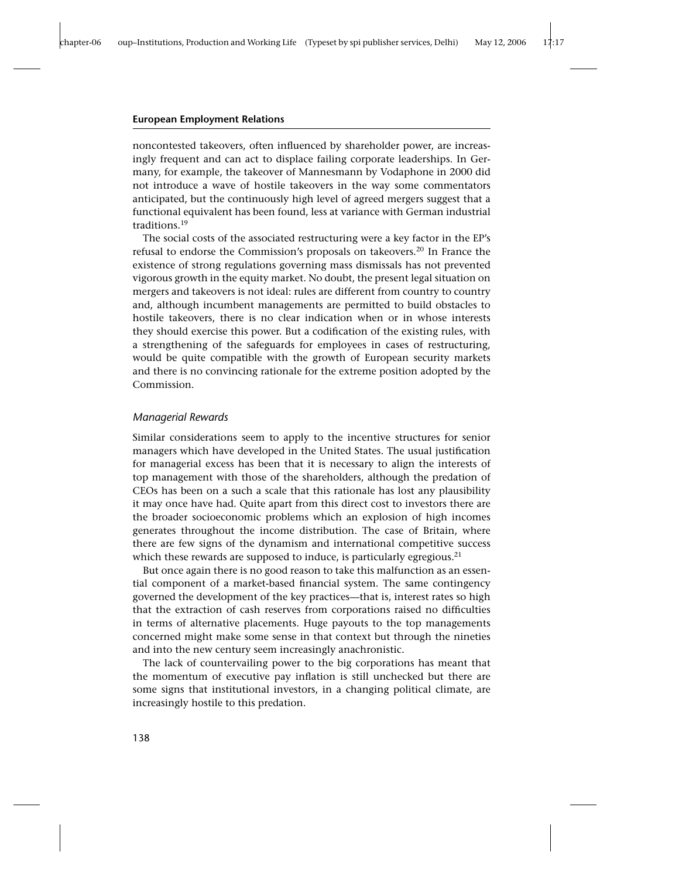noncontested takeovers, often influenced by shareholder power, are increasingly frequent and can act to displace failing corporate leaderships. In Germany, for example, the takeover of Mannesmann by Vodaphone in 2000 did not introduce a wave of hostile takeovers in the way some commentators anticipated, but the continuously high level of agreed mergers suggest that a functional equivalent has been found, less at variance with German industrial traditions.[19]

The social costs of the associated restructuring were a key factor in the EP's refusal to endorse the Commission's proposals on takeovers.[20] In France the existence of strong regulations governing mass dismissals has not prevented vigorous growth in the equity market. No doubt, the present legal situation on mergers and takeovers is not ideal: rules are different from country to country and, although incumbent managements are permitted to build obstacles to hostile takeovers, there is no clear indication when or in whose interests they should exercise this power. But a codification of the existing rules, with a strengthening of the safeguards for employees in cases of restructuring, would be quite compatible with the growth of European security markets and there is no convincing rationale for the extreme position adopted by the Commission.

### *Managerial Rewards*

Similar considerations seem to apply to the incentive structures for senior managers which have developed in the United States. The usual justification for managerial excess has been that it is necessary to align the interests of top management with those of the shareholders, although the predation of CEOs has been on a such a scale that this rationale has lost any plausibility it may once have had. Quite apart from this direct cost to investors there are the broader socioeconomic problems which an explosion of high incomes generates throughout the income distribution. The case of Britain, where there are few signs of the dynamism and international competitive success which these rewards are supposed to induce, is particularly egregious.[21]

But once again there is no good reason to take this malfunction as an essential component of a market-based financial system. The same contingency governed the development of the key practices—that is, interest rates so high that the extraction of cash reserves from corporations raised no difficulties in terms of alternative placements. Huge payouts to the top managements concerned might make some sense in that context but through the nineties and into the new century seem increasingly anachronistic.

The lack of countervailing power to the big corporations has meant that the momentum of executive pay inflation is still unchecked but there are some signs that institutional investors, in a changing political climate, are increasingly hostile to this predation.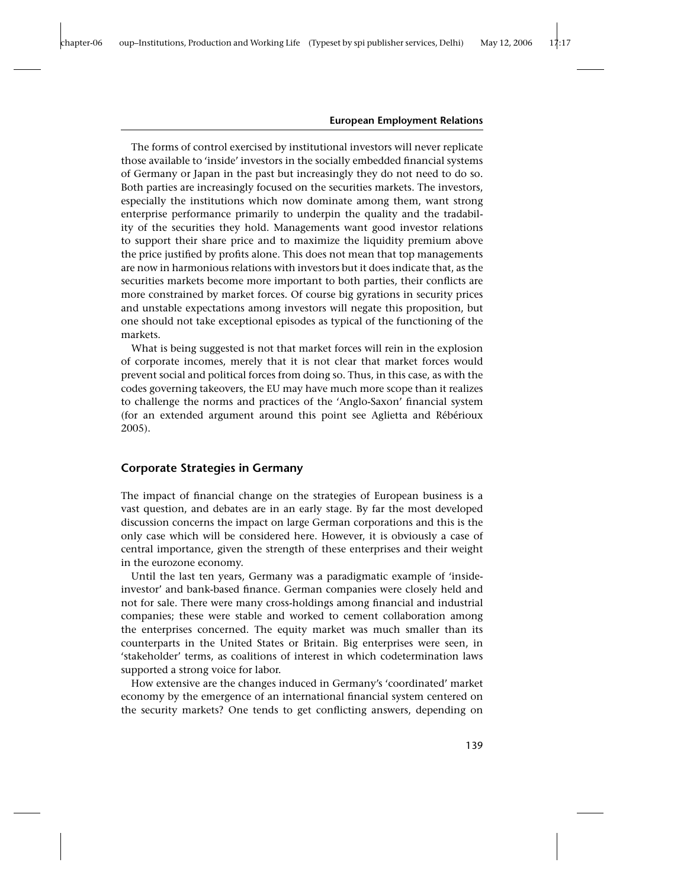The forms of control exercised by institutional investors will never replicate those available to 'inside' investors in the socially embedded financial systems of Germany or Japan in the past but increasingly they do not need to do so. Both parties are increasingly focused on the securities markets. The investors, especially the institutions which now dominate among them, want strong enterprise performance primarily to underpin the quality and the tradability of the securities they hold. Managements want good investor relations to support their share price and to maximize the liquidity premium above the price justified by profits alone. This does not mean that top managements are now in harmonious relations with investors but it does indicate that, as the securities markets become more important to both parties, their conflicts are more constrained by market forces. Of course big gyrations in security prices and unstable expectations among investors will negate this proposition, but one should not take exceptional episodes as typical of the functioning of the markets.

What is being suggested is not that market forces will rein in the explosion of corporate incomes, merely that it is not clear that market forces would prevent social and political forces from doing so. Thus, in this case, as with the codes governing takeovers, the EU may have much more scope than it realizes to challenge the norms and practices of the 'Anglo-Saxon' financial system (for an extended argument around this point see Aglietta and Rébérioux 2005).

## Corporate Strategies in Germany

The impact of financial change on the strategies of European business is a vast question, and debates are in an early stage. By far the most developed discussion concerns the impact on large German corporations and this is the only case which will be considered here. However, it is obviously a case of central importance, given the strength of these enterprises and their weight in the eurozone economy.

Until the last ten years, Germany was a paradigmatic example of 'inside-investor' and bank-based finance. German companies were closely held and not for sale. There were many cross-holdings among financial and industrial companies; these were stable and worked to cement collaboration among the enterprises concerned. The equity market was much smaller than its counterparts in the United States or Britain. Big enterprises were seen, in 'stakeholder' terms, as coalitions of interest in which codetermination laws supported a strong voice for labor.

How extensive are the changes induced in Germany's 'coordinated' market economy by the emergence of an international financial system centered on the security markets? One tends to get conflicting answers, depending on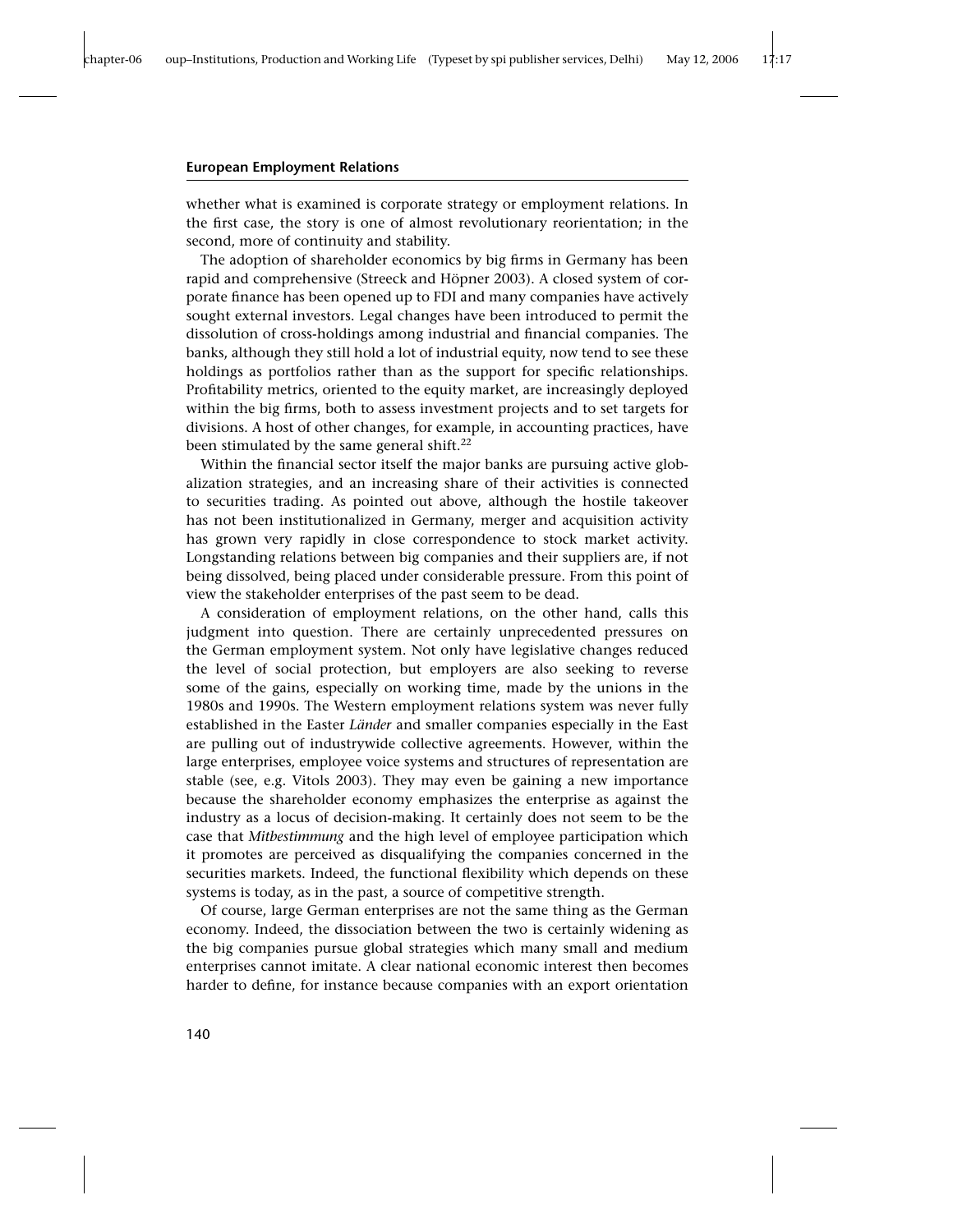whether what is examined is corporate strategy or employment relations. In the first case, the story is one of almost revolutionary reorientation; in the second, more of continuity and stability.

The adoption of shareholder economics by big firms in Germany has been rapid and comprehensive (Streeck and Höpner 2003). A closed system of corporate finance has been opened up to FDI and many companies have actively sought external investors. Legal changes have been introduced to permit the dissolution of cross-holdings among industrial and financial companies. The banks, although they still hold a lot of industrial equity, now tend to see these holdings as portfolios rather than as the support for specific relationships. Profitability metrics, oriented to the equity market, are increasingly deployed within the big firms, both to assess investment projects and to set targets for divisions. A host of other changes, for example, in accounting practices, have been stimulated by the same general shift.[22]

Within the financial sector itself the major banks are pursuing active globalization strategies, and an increasing share of their activities is connected to securities trading. As pointed out above, although the hostile takeover has not been institutionalized in Germany, merger and acquisition activity has grown very rapidly in close correspondence to stock market activity. Longstanding relations between big companies and their suppliers are, if not being dissolved, being placed under considerable pressure. From this point of view the stakeholder enterprises of the past seem to be dead.

A consideration of employment relations, on the other hand, calls this judgment into question. There are certainly unprecedented pressures on the German employment system. Not only have legislative changes reduced the level of social protection, but employers are also seeking to reverse some of the gains, especially on working time, made by the unions in the 1980s and 1990s. The Western employment relations system was never fully established in the Easter *Länder* and smaller companies especially in the East are pulling out of industrywide collective agreements. However, within the large enterprises, employee voice systems and structures of representation are stable (see, e.g. Vitols 2003). They may even be gaining a new importance because the shareholder economy emphasizes the enterprise as against the industry as a locus of decision-making. It certainly does not seem to be the case that *Mitbestimmung* and the high level of employee participation which it promotes are perceived as disqualifying the companies concerned in the securities markets. Indeed, the functional flexibility which depends on these systems is today, as in the past, a source of competitive strength.

Of course, large German enterprises are not the same thing as the German economy. Indeed, the dissociation between the two is certainly widening as the big companies pursue global strategies which many small and medium enterprises cannot imitate. A clear national economic interest then becomes harder to define, for instance because companies with an export orientation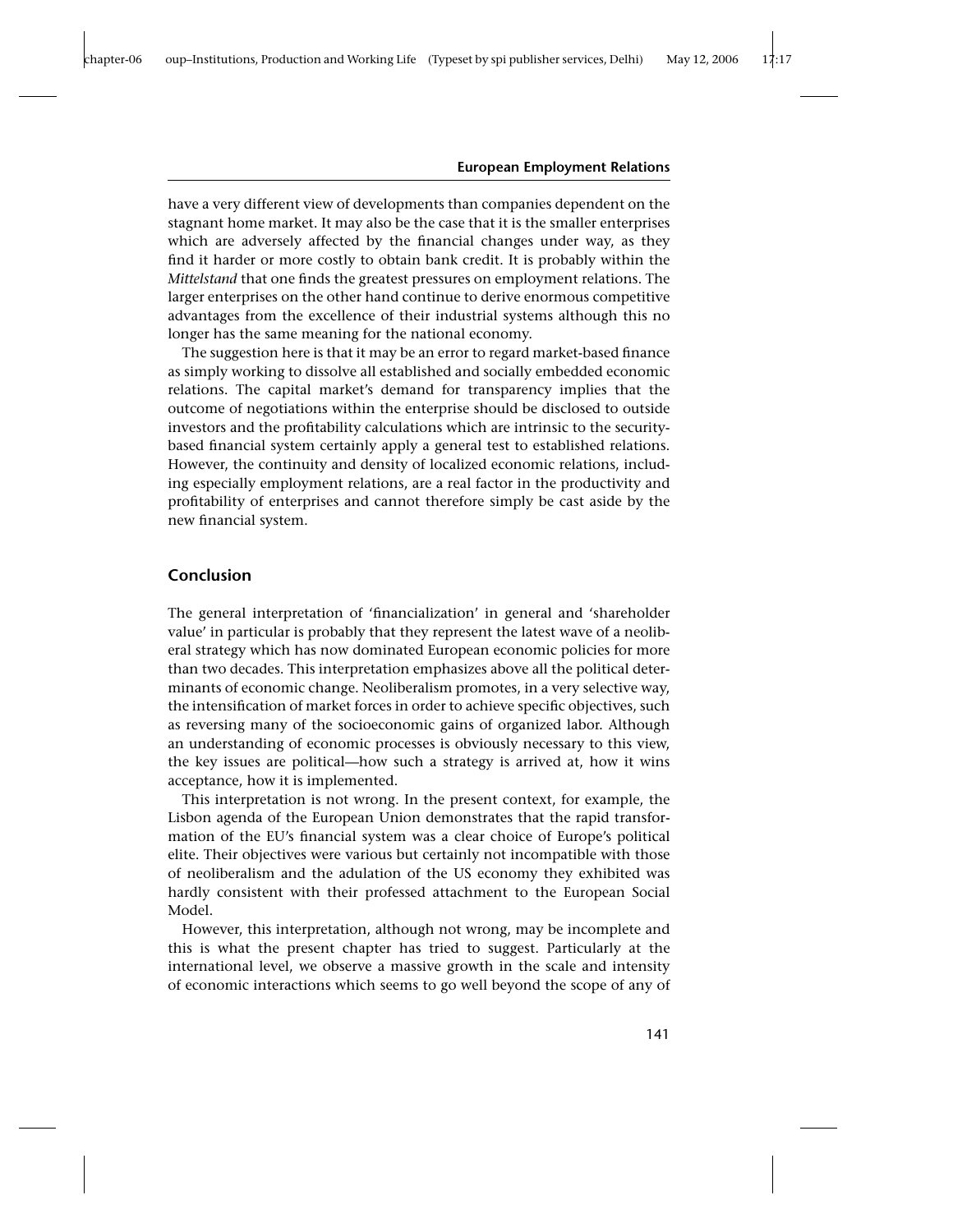have a very different view of developments than companies dependent on the stagnant home market. It may also be the case that it is the smaller enterprises which are adversely affected by the financial changes under way, as they find it harder or more costly to obtain bank credit. It is probably within the *Mittelstand* that one finds the greatest pressures on employment relations. The larger enterprises on the other hand continue to derive enormous competitive advantages from the excellence of their industrial systems although this no longer has the same meaning for the national economy.

The suggestion here is that it may be an error to regard market-based finance as simply working to dissolve all established and socially embedded economic relations. The capital market's demand for transparency implies that the outcome of negotiations within the enterprise should be disclosed to outside investors and the profitability calculations which are intrinsic to the security-based financial system certainly apply a general test to established relations. However, the continuity and density of localized economic relations, including especially employment relations, are a real factor in the productivity and profitability of enterprises and cannot therefore simply be cast aside by the new financial system.

## Conclusion

The general interpretation of 'financialization' in general and 'shareholder value' in particular is probably that they represent the latest wave of a neoliberal strategy which has now dominated European economic policies for more than two decades. This interpretation emphasizes above all the political determinants of economic change. Neoliberalism promotes, in a very selective way, the intensification of market forces in order to achieve specific objectives, such as reversing many of the socioeconomic gains of organized labor. Although an understanding of economic processes is obviously necessary to this view, the key issues are political—how such a strategy is arrived at, how it wins acceptance, how it is implemented.

This interpretation is not wrong. In the present context, for example, the Lisbon agenda of the European Union demonstrates that the rapid transformation of the EU's financial system was a clear choice of Europe's political elite. Their objectives were various but certainly not incompatible with those of neoliberalism and the adulation of the US economy they exhibited was hardly consistent with their professed attachment to the European Social Model.

However, this interpretation, although not wrong, may be incomplete and this is what the present chapter has tried to suggest. Particularly at the international level, we observe a massive growth in the scale and intensity of economic interactions which seems to go well beyond the scope of any of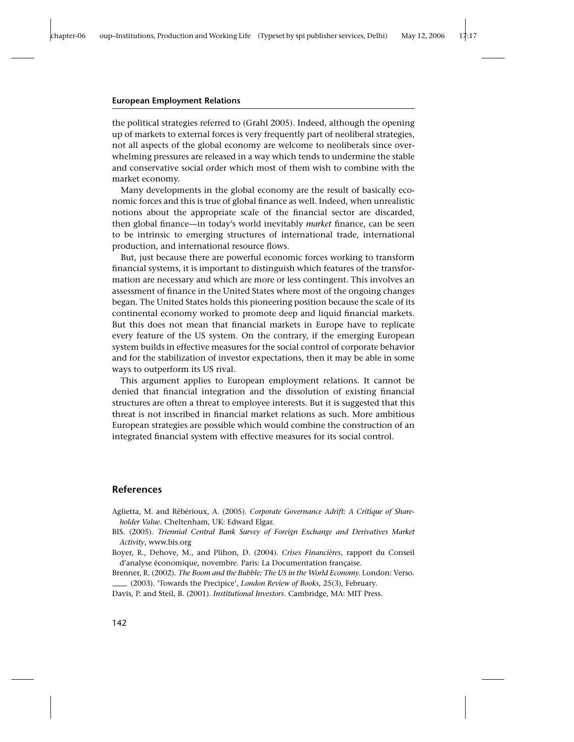the political strategies referred to (Grahl 2005). Indeed, although the opening up of markets to external forces is very frequently part of neoliberal strategies, not all aspects of the global economy are welcome to neoliberals since overwhelming pressures are released in a way which tends to undermine the stable and conservative social order which most of them wish to combine with the market economy.

Many developments in the global economy are the result of basically economic forces and this is true of global finance as well. Indeed, when unrealistic notions about the appropriate scale of the financial sector are discarded, then global finance—in today's world inevitably *market* finance, can be seen to be intrinsic to emerging structures of international trade, international production, and international resource flows.

But, just because there are powerful economic forces working to transform financial systems, it is important to distinguish which features of the transformation are necessary and which are more or less contingent. This involves an assessment of finance in the United States where most of the ongoing changes began. The United States holds this pioneering position because the scale of its continental economy worked to promote deep and liquid financial markets. But this does not mean that financial markets in Europe have to replicate every feature of the US system. On the contrary, if the emerging European system builds in effective measures for the social control of corporate behavior and for the stabilization of investor expectations, then it may be able in some ways to outperform its US rival.

This argument applies to European employment relations. It cannot be denied that financial integration and the dissolution of existing financial structures are often a threat to employee interests. But it is suggested that this threat is not inscribed in financial market relations as such. More ambitious European strategies are possible which would combine the construction of an integrated financial system with effective measures for its social control.

## References

Aglietta, M. and Rébérioux, A. (2005). *Corporate Governance Adrift: A Critique of Shareholder Value*. Cheltenham, UK: Edward Elgar.

BIS. (2005). *Triennial Central Bank Survey of Foreign Exchange and Derivatives Market Activity*, www.bis.org

Boyer, R., Dehove, M., and Plihon, D. (2004). *Crises Financières*, rapport du Conseil d'analyse économique, novembre. Paris: La Documentation française.

Brenner, R. (2002). *The Boom and the Bubble: The US in the World Economy*. London: Verso.

____ (2003). 'Towards the Precipice', *London Review of Books*, 25(3), February.

Davis, P. and Steil, B. (2001). *Institutional Investors*. Cambridge, MA: MIT Press.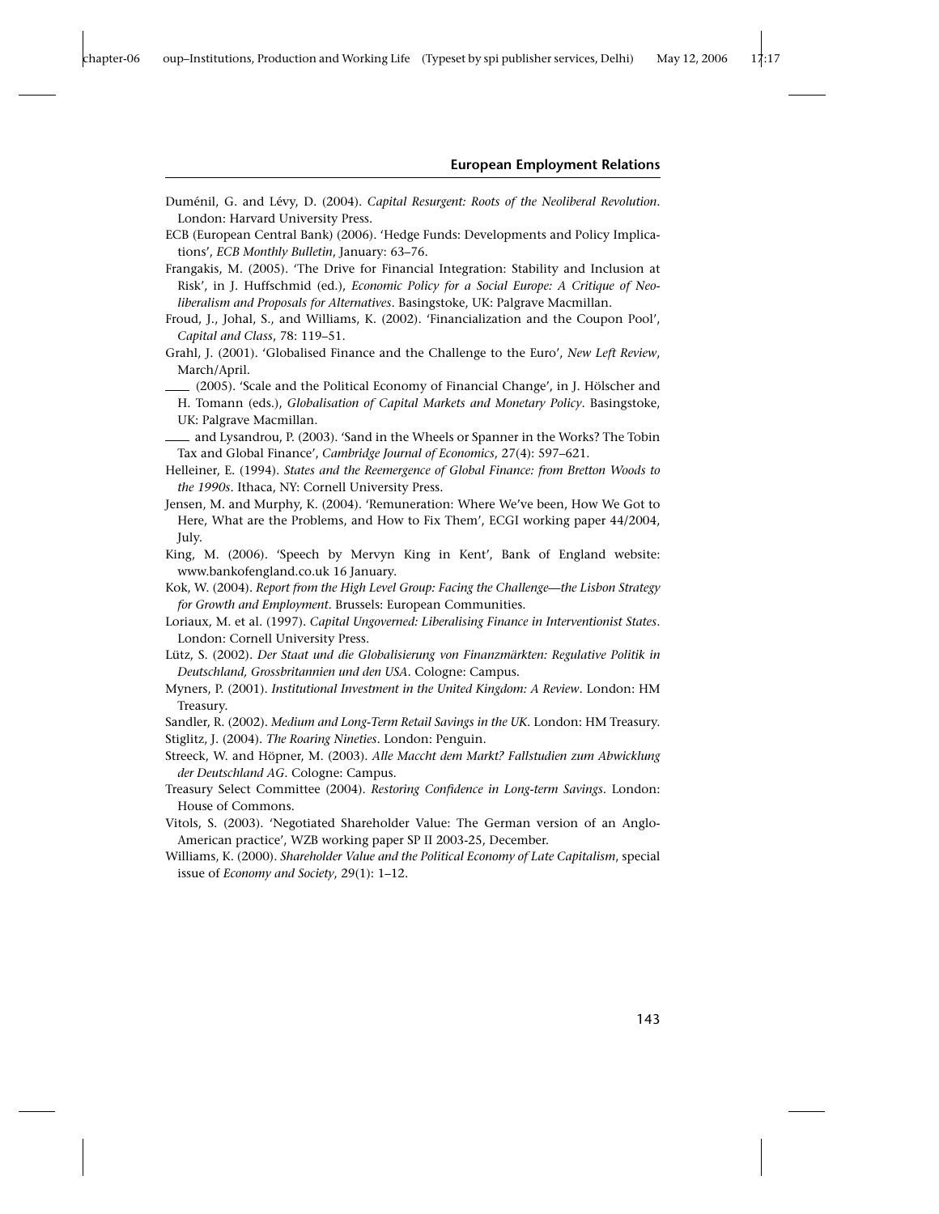Duménil, G. and Lévy, D. (2004). *Capital Resurgent: Roots of the Neoliberal Revolution*. London: Harvard University Press.

ECB (European Central Bank) (2006). 'Hedge Funds: Developments and Policy Implications', *ECB Monthly Bulletin*, January: 63–76.

Frangakis, M. (2005). 'The Drive for Financial Integration: Stability and Inclusion at Risk', in J. Huffschmid (ed.), *Economic Policy for a Social Europe: A Critique of Neoliberalism and Proposals for Alternatives*. Basingstoke, UK: Palgrave Macmillan.

Froud, J., Johal, S., and Williams, K. (2002). 'Financialization and the Coupon Pool', *Capital and Class*, 78: 119–51.

Grahl, J. (2001). 'Globalised Finance and the Challenge to the Euro', *New Left Review*, March/April.

—— (2005). 'Scale and the Political Economy of Financial Change', in J. Hölscher and H. Tomann (eds.), *Globalisation of Capital Markets and Monetary Policy*. Basingstoke, UK: Palgrave Macmillan.

—— and Lysandrou, P. (2003). 'Sand in the Wheels or Spanner in the Works? The Tobin Tax and Global Finance', *Cambridge Journal of Economics*, 27(4): 597–621.

Helleiner, E. (1994). *States and the Reemergence of Global Finance: from Bretton Woods to the 1990s*. Ithaca, NY: Cornell University Press.

Jensen, M. and Murphy, K. (2004). 'Remuneration: Where We've been, How We Got to Here, What are the Problems, and How to Fix Them', ECGI working paper 44/2004, July.

King, M. (2006). 'Speech by Mervyn King in Kent', Bank of England website: www.bankofengland.co.uk 16 January.

Kok, W. (2004). *Report from the High Level Group: Facing the Challenge—the Lisbon Strategy for Growth and Employment*. Brussels: European Communities.

Loriaux, M. et al. (1997). *Capital Ungoverned: Liberalising Finance in Interventionist States*. London: Cornell University Press.

Lütz, S. (2002). *Der Staat und die Globalisierung von Finanzmärkten: Regulative Politik in Deutschland, Grossbritannien und den USA*. Cologne: Campus.

Myners, P. (2001). *Institutional Investment in the United Kingdom: A Review*. London: HM Treasury.

Sandler, R. (2002). *Medium and Long-Term Retail Savings in the UK*. London: HM Treasury.

Stiglitz, J. (2004). *The Roaring Nineties*. London: Penguin.

Streeck, W. and Höpner, M. (2003). *Alle Maccht dem Markt? Fallstudien zum Abwicklung der Deutschland AG*. Cologne: Campus.

Treasury Select Committee (2004). *Restoring Confidence in Long-term Savings*. London: House of Commons.

Vitols, S. (2003). 'Negotiated Shareholder Value: The German version of an Anglo-American practice', WZB working paper SP II 2003-25, December.

Williams, K. (2000). *Shareholder Value and the Political Economy of Late Capitalism*, special issue of *Economy and Society*, 29(1): 1–12.